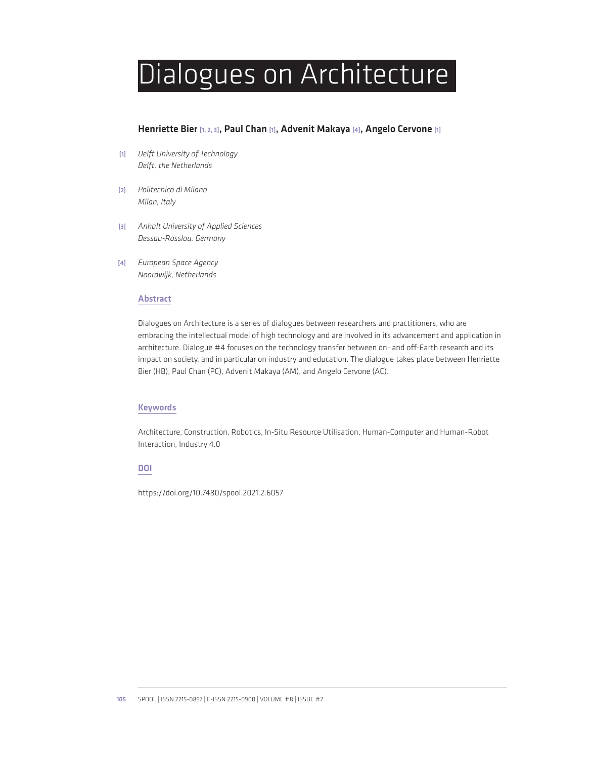# Dialogues on Architecture

**Henriette Bier** [1, 2, 3], **Paul Chan** [1], **Advenit Makaya** [4], **Angelo Cervone** [1]

[1] *Delft University of Technology*
*Delft, the Netherlands*

[2] *Politecnico di Milano*
*Milan, Italy*

[3] *Anhalt University of Applied Sciences*
*Dessau-Rosslau, Germany*

[4] *European Space Agency*
*Noordwijk, Netherlands*

## Abstract

Dialogues on Architecture is a series of dialogues between researchers and practitioners, who are embracing the intellectual model of high technology and are involved in its advancement and application in architecture. Dialogue #4 focuses on the technology transfer between on- and off-Earth research and its impact on society, and in particular on industry and education. The dialogue takes place between Henriette Bier (HB), Paul Chan (PC), Advenit Makaya (AM), and Angelo Cervone (AC).

## Keywords

Architecture, Construction, Robotics, In-Situ Resource Utilisation, Human-Computer and Human-Robot Interaction, Industry 4.0

## DOI

https://doi.org/10.7480/spool.2021.2.6057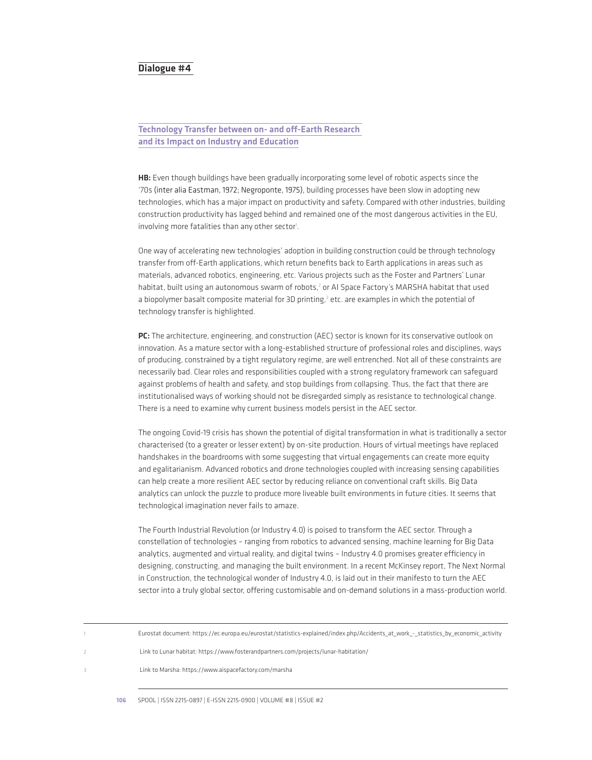## Dialogue #4

### Technology Transfer between on- and off-Earth Research and its Impact on Industry and Education

**HB:** Even though buildings have been gradually incorporating some level of robotic aspects since the '70s (inter alia Eastman, 1972; Negroponte, 1975), building processes have been slow in adopting new technologies, which has a major impact on productivity and safety. Compared with other industries, building construction productivity has lagged behind and remained one of the most dangerous activities in the EU, involving more fatalities than any other sector[1].

One way of accelerating new technologies' adoption in building construction could be through technology transfer from off-Earth applications, which return benefits back to Earth applications in areas such as materials, advanced robotics, engineering, etc. Various projects such as the Foster and Partners' Lunar habitat, built using an autonomous swarm of robots,[2] or AI Space Factory's MARSHA habitat that used a biopolymer basalt composite material for 3D printing,[3] etc. are examples in which the potential of technology transfer is highlighted.

**PC:** The architecture, engineering, and construction (AEC) sector is known for its conservative outlook on innovation. As a mature sector with a long-established structure of professional roles and disciplines, ways of producing, constrained by a tight regulatory regime, are well entrenched. Not all of these constraints are necessarily bad. Clear roles and responsibilities coupled with a strong regulatory framework can safeguard against problems of health and safety, and stop buildings from collapsing. Thus, the fact that there are institutionalised ways of working should not be disregarded simply as resistance to technological change. There is a need to examine why current business models persist in the AEC sector.

The ongoing Covid-19 crisis has shown the potential of digital transformation in what is traditionally a sector characterised (to a greater or lesser extent) by on-site production. Hours of virtual meetings have replaced handshakes in the boardrooms with some suggesting that virtual engagements can create more equity and egalitarianism. Advanced robotics and drone technologies coupled with increasing sensing capabilities can help create a more resilient AEC sector by reducing reliance on conventional craft skills. Big Data analytics can unlock the puzzle to produce more liveable built environments in future cities. It seems that technological imagination never fails to amaze.

The Fourth Industrial Revolution (or Industry 4.0) is poised to transform the AEC sector. Through a constellation of technologies – ranging from robotics to advanced sensing, machine learning for Big Data analytics, augmented and virtual reality, and digital twins – Industry 4.0 promises greater efficiency in designing, constructing, and managing the built environment. In a recent McKinsey report, The Next Normal in Construction, the technological wonder of Industry 4.0, is laid out in their manifesto to turn the AEC sector into a truly global sector, offering customisable and on-demand solutions in a mass-production world.

---

1. Eurostat document: https://ec.europa.eu/eurostat/statistics-explained/index.php/Accidents_at_work_-_statistics_by_economic_activity
2. Link to Lunar habitat: https://www.fosterandpartners.com/projects/lunar-habitation/
3. Link to Marsha: https://www.aispacefactory.com/marsha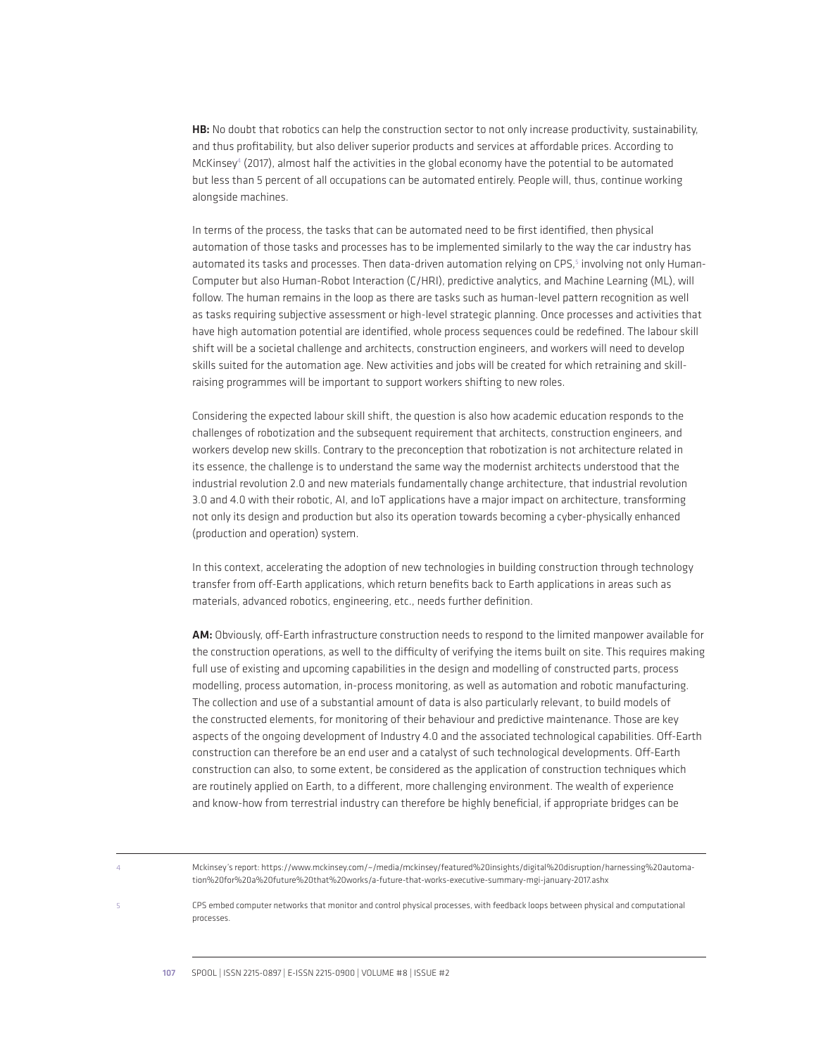**HB:** No doubt that robotics can help the construction sector to not only increase productivity, sustainability, and thus profitability, but also deliver superior products and services at affordable prices. According to McKinsey[4] (2017), almost half the activities in the global economy have the potential to be automated but less than 5 percent of all occupations can be automated entirely. People will, thus, continue working alongside machines.

In terms of the process, the tasks that can be automated need to be first identified, then physical automation of those tasks and processes has to be implemented similarly to the way the car industry has automated its tasks and processes. Then data-driven automation relying on CPS,[5] involving not only Human-Computer but also Human-Robot Interaction (C/HRI), predictive analytics, and Machine Learning (ML), will follow. The human remains in the loop as there are tasks such as human-level pattern recognition as well as tasks requiring subjective assessment or high-level strategic planning. Once processes and activities that have high automation potential are identified, whole process sequences could be redefined. The labour skill shift will be a societal challenge and architects, construction engineers, and workers will need to develop skills suited for the automation age. New activities and jobs will be created for which retraining and skill-raising programmes will be important to support workers shifting to new roles.

Considering the expected labour skill shift, the question is also how academic education responds to the challenges of robotization and the subsequent requirement that architects, construction engineers, and workers develop new skills. Contrary to the preconception that robotization is not architecture related in its essence, the challenge is to understand the same way the modernist architects understood that the industrial revolution 2.0 and new materials fundamentally change architecture, that industrial revolution 3.0 and 4.0 with their robotic, AI, and IoT applications have a major impact on architecture, transforming not only its design and production but also its operation towards becoming a cyber-physically enhanced (production and operation) system.

In this context, accelerating the adoption of new technologies in building construction through technology transfer from off-Earth applications, which return benefits back to Earth applications in areas such as materials, advanced robotics, engineering, etc., needs further definition.

**AM:** Obviously, off-Earth infrastructure construction needs to respond to the limited manpower available for the construction operations, as well to the difficulty of verifying the items built on site. This requires making full use of existing and upcoming capabilities in the design and modelling of constructed parts, process modelling, process automation, in-process monitoring, as well as automation and robotic manufacturing. The collection and use of a substantial amount of data is also particularly relevant, to build models of the constructed elements, for monitoring of their behaviour and predictive maintenance. Those are key aspects of the ongoing development of Industry 4.0 and the associated technological capabilities. Off-Earth construction can therefore be an end user and a catalyst of such technological developments. Off-Earth construction can also, to some extent, be considered as the application of construction techniques which are routinely applied on Earth, to a different, more challenging environment. The wealth of experience and know-how from terrestrial industry can therefore be highly beneficial, if appropriate bridges can be

---

[4] Mckinsey's report: https://www.mckinsey.com/~/media/mckinsey/featured%20insights/digital%20disruption/harnessing%20automation%20for%20a%20future%20that%20works/a-future-that-works-executive-summary-mgi-january-2017.ashx

[5] CPS embed computer networks that monitor and control physical processes, with feedback loops between physical and computational processes.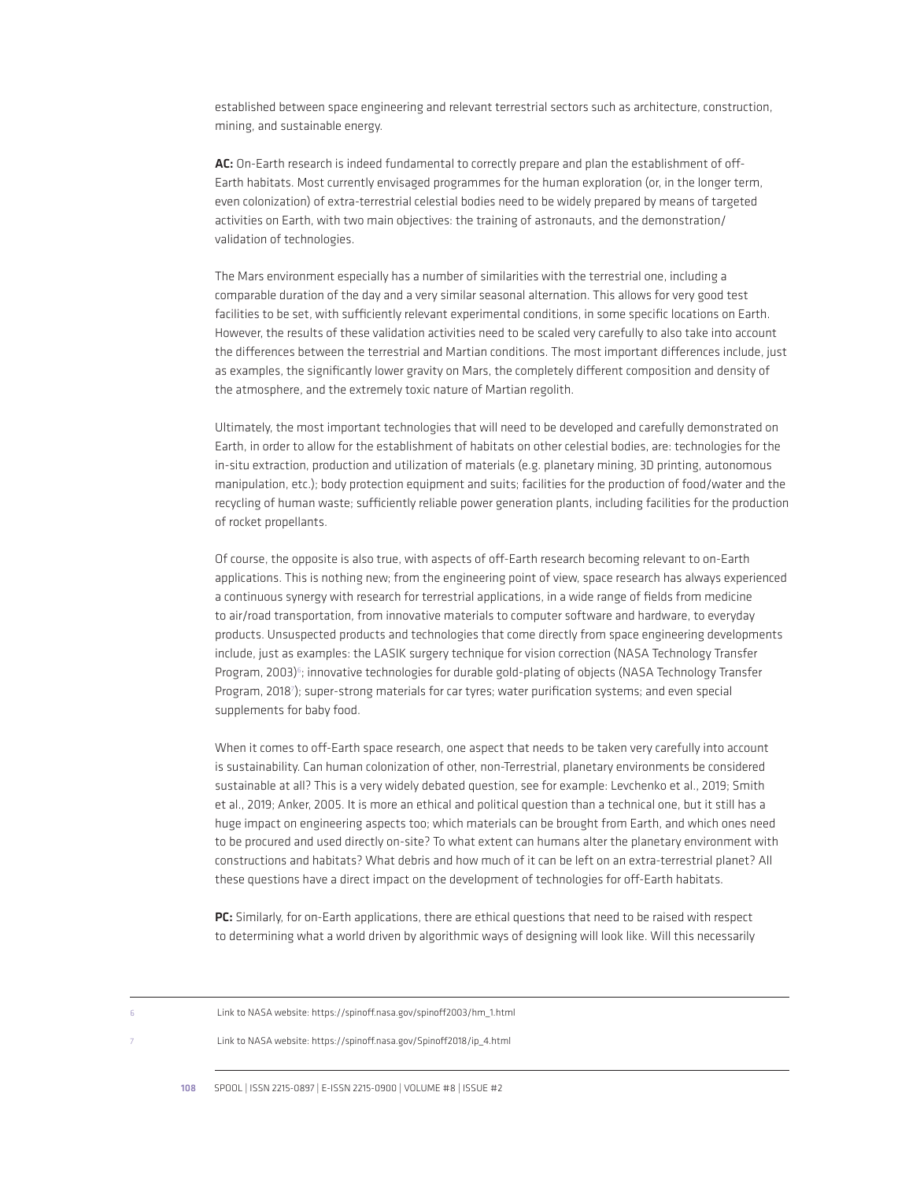established between space engineering and relevant terrestrial sectors such as architecture, construction, mining, and sustainable energy.

**AC:** On-Earth research is indeed fundamental to correctly prepare and plan the establishment of off-Earth habitats. Most currently envisaged programmes for the human exploration (or, in the longer term, even colonization) of extra-terrestrial celestial bodies need to be widely prepared by means of targeted activities on Earth, with two main objectives: the training of astronauts, and the demonstration/validation of technologies.

The Mars environment especially has a number of similarities with the terrestrial one, including a comparable duration of the day and a very similar seasonal alternation. This allows for very good test facilities to be set, with sufficiently relevant experimental conditions, in some specific locations on Earth. However, the results of these validation activities need to be scaled very carefully to also take into account the differences between the terrestrial and Martian conditions. The most important differences include, just as examples, the significantly lower gravity on Mars, the completely different composition and density of the atmosphere, and the extremely toxic nature of Martian regolith.

Ultimately, the most important technologies that will need to be developed and carefully demonstrated on Earth, in order to allow for the establishment of habitats on other celestial bodies, are: technologies for the in-situ extraction, production and utilization of materials (e.g. planetary mining, 3D printing, autonomous manipulation, etc.); body protection equipment and suits; facilities for the production of food/water and the recycling of human waste; sufficiently reliable power generation plants, including facilities for the production of rocket propellants.

Of course, the opposite is also true, with aspects of off-Earth research becoming relevant to on-Earth applications. This is nothing new; from the engineering point of view, space research has always experienced a continuous synergy with research for terrestrial applications, in a wide range of fields from medicine to air/road transportation, from innovative materials to computer software and hardware, to everyday products. Unsuspected products and technologies that come directly from space engineering developments include, just as examples: the LASIK surgery technique for vision correction (NASA Technology Transfer Program, 2003)[6]; innovative technologies for durable gold-plating of objects (NASA Technology Transfer Program, 2018[7]); super-strong materials for car tyres; water purification systems; and even special supplements for baby food.

When it comes to off-Earth space research, one aspect that needs to be taken very carefully into account is sustainability. Can human colonization of other, non-Terrestrial, planetary environments be considered sustainable at all? This is a very widely debated question, see for example: Levchenko et al., 2019; Smith et al., 2019; Anker, 2005. It is more an ethical and political question than a technical one, but it still has a huge impact on engineering aspects too; which materials can be brought from Earth, and which ones need to be procured and used directly on-site? To what extent can humans alter the planetary environment with constructions and habitats? What debris and how much of it can be left on an extra-terrestrial planet? All these questions have a direct impact on the development of technologies for off-Earth habitats.

**PC:** Similarly, for on-Earth applications, there are ethical questions that need to be raised with respect to determining what a world driven by algorithmic ways of designing will look like. Will this necessarily

---

[6] Link to NASA website: https://spinoff.nasa.gov/spinoff2003/hm_1.html

[7] Link to NASA website: https://spinoff.nasa.gov/Spinoff2018/ip_4.html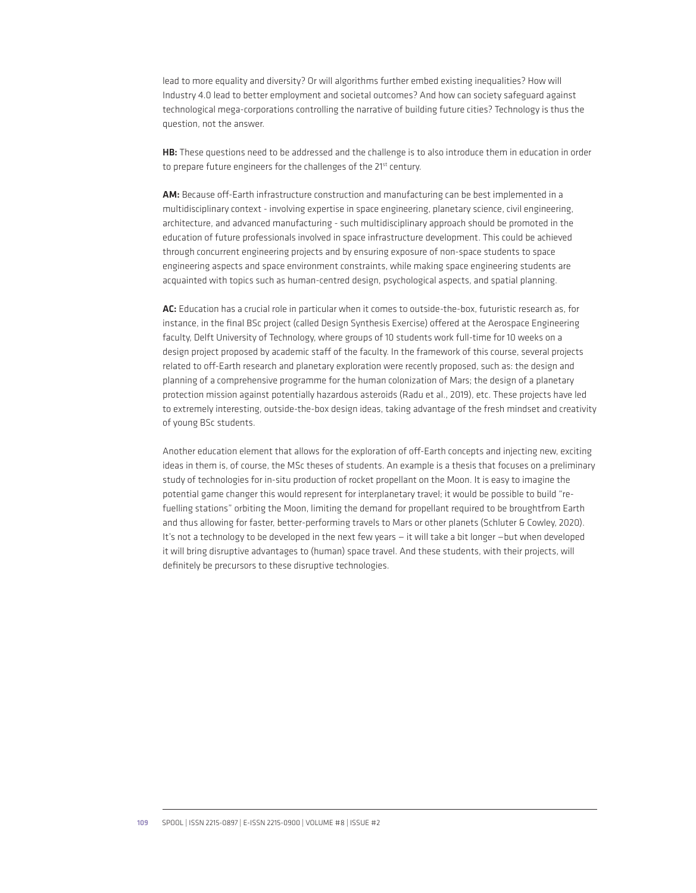lead to more equality and diversity? Or will algorithms further embed existing inequalities? How will Industry 4.0 lead to better employment and societal outcomes? And how can society safeguard against technological mega-corporations controlling the narrative of building future cities? Technology is thus the question, not the answer.

**HB:** These questions need to be addressed and the challenge is to also introduce them in education in order to prepare future engineers for the challenges of the 21st century.

**AM:** Because off-Earth infrastructure construction and manufacturing can be best implemented in a multidisciplinary context - involving expertise in space engineering, planetary science, civil engineering, architecture, and advanced manufacturing - such multidisciplinary approach should be promoted in the education of future professionals involved in space infrastructure development. This could be achieved through concurrent engineering projects and by ensuring exposure of non-space students to space engineering aspects and space environment constraints, while making space engineering students are acquainted with topics such as human-centred design, psychological aspects, and spatial planning.

**AC:** Education has a crucial role in particular when it comes to outside-the-box, futuristic research as, for instance, in the final BSc project (called Design Synthesis Exercise) offered at the Aerospace Engineering faculty, Delft University of Technology, where groups of 10 students work full-time for 10 weeks on a design project proposed by academic staff of the faculty. In the framework of this course, several projects related to off-Earth research and planetary exploration were recently proposed, such as: the design and planning of a comprehensive programme for the human colonization of Mars; the design of a planetary protection mission against potentially hazardous asteroids (Radu et al., 2019), etc. These projects have led to extremely interesting, outside-the-box design ideas, taking advantage of the fresh mindset and creativity of young BSc students.

Another education element that allows for the exploration of off-Earth concepts and injecting new, exciting ideas in them is, of course, the MSc theses of students. An example is a thesis that focuses on a preliminary study of technologies for in-situ production of rocket propellant on the Moon. It is easy to imagine the potential game changer this would represent for interplanetary travel; it would be possible to build "re-fuelling stations" orbiting the Moon, limiting the demand for propellant required to be broughtfrom Earth and thus allowing for faster, better-performing travels to Mars or other planets (Schluter & Cowley, 2020). It's not a technology to be developed in the next few years – it will take a bit longer –but when developed it will bring disruptive advantages to (human) space travel. And these students, with their projects, will definitely be precursors to these disruptive technologies.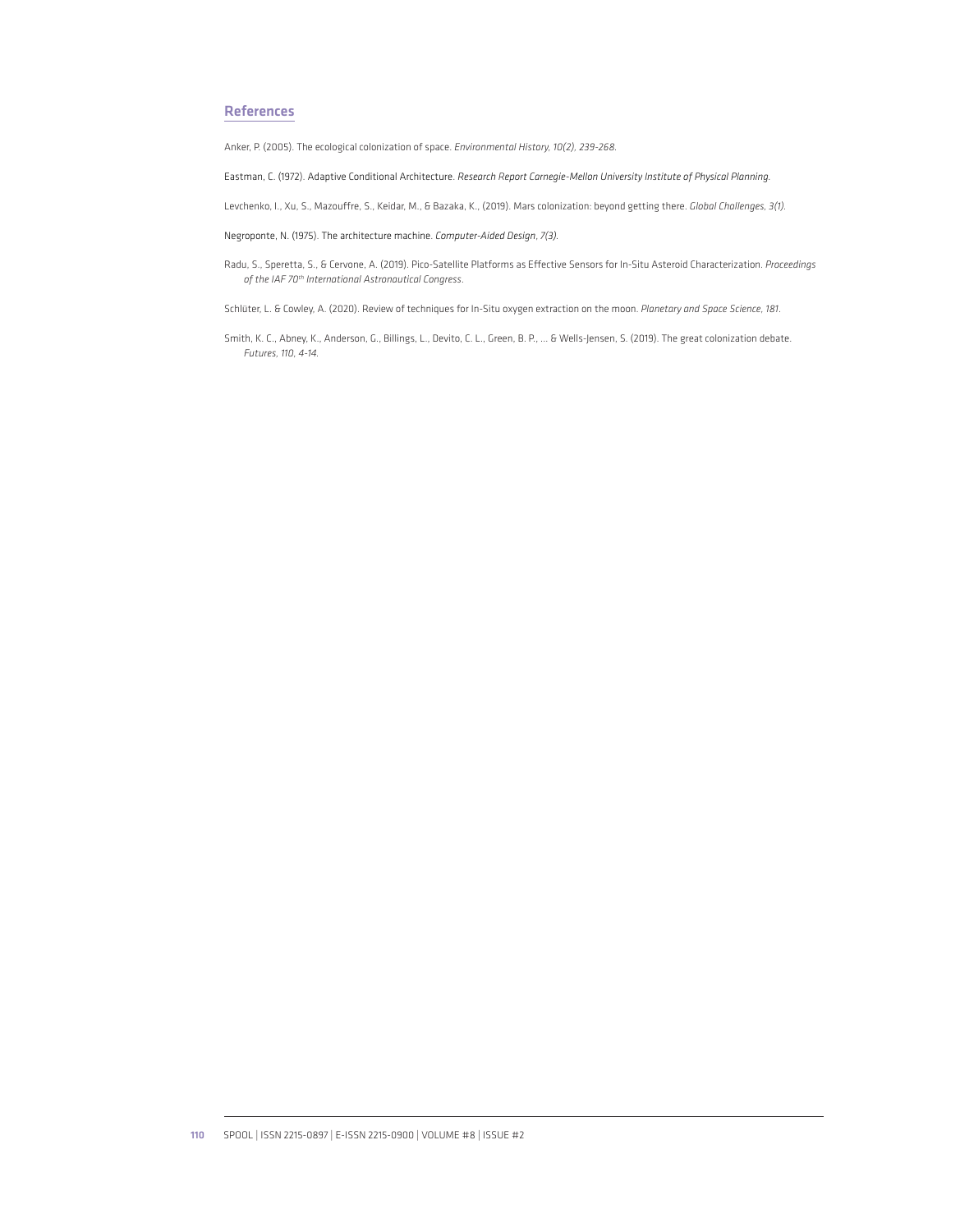## References

Anker, P. (2005). The ecological colonization of space. *Environmental History, 10(2), 239-268.*

Eastman, C. (1972). Adaptive Conditional Architecture. *Research Report Carnegie-Mellon University Institute of Physical Planning.*

Levchenko, I., Xu, S., Mazouffre, S., Keidar, M., & Bazaka, K., (2019). Mars colonization: beyond getting there. *Global Challenges, 3(1).*

Negroponte, N. (1975). The architecture machine. *Computer-Aided Design, 7(3).*

Radu, S., Speretta, S., & Cervone, A. (2019). Pico-Satellite Platforms as Effective Sensors for In-Situ Asteroid Characterization. *Proceedings of the IAF 70th International Astronautical Congress.*

Schlüter, L. & Cowley, A. (2020). Review of techniques for In-Situ oxygen extraction on the moon. *Planetary and Space Science, 181.*

Smith, K. C., Abney, K., Anderson, G., Billings, L., Devito, C. L., Green, B. P., ... & Wells-Jensen, S. (2019). The great colonization debate. *Futures, 110, 4-14.*